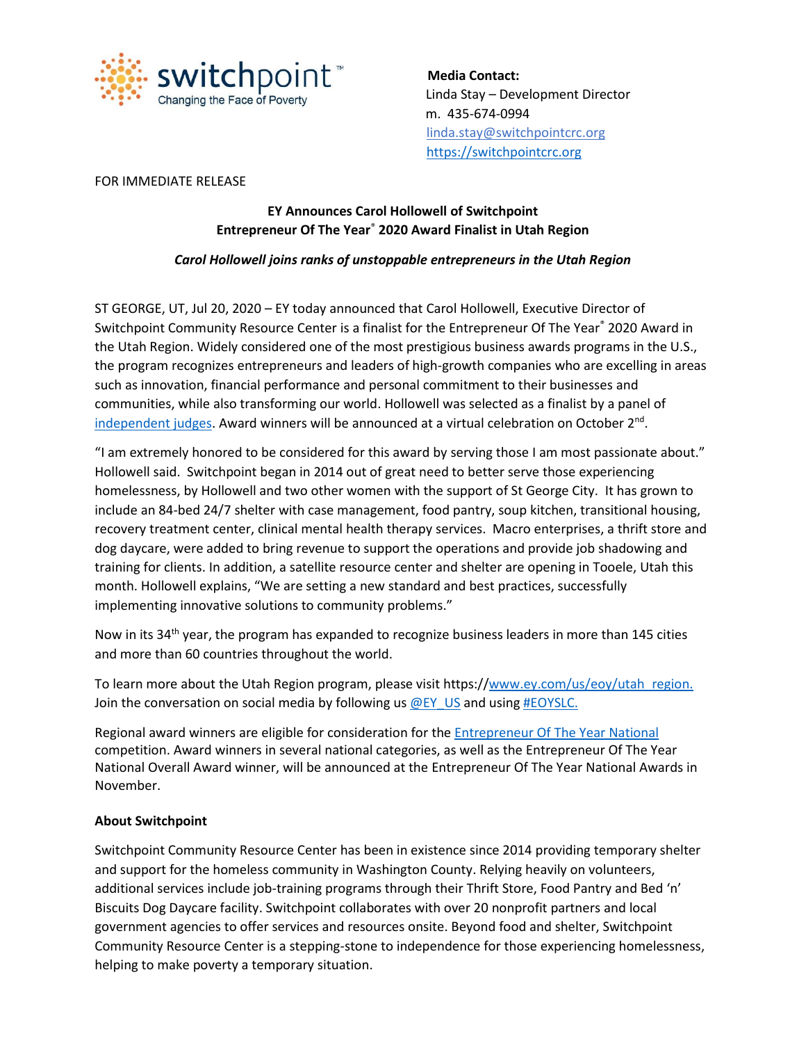switchpoint™
Changing the Face of Poverty

**Media Contact:**
Linda Stay – Development Director
m. 435-674-0994
linda.stay@switchpointcrc.org
https://switchpointcrc.org

FOR IMMEDIATE RELEASE

**EY Announces Carol Hollowell of Switchpoint**
**Entrepreneur Of The Year® 2020 Award Finalist in Utah Region**

***Carol Hollowell joins ranks of unstoppable entrepreneurs in the Utah Region***

ST GEORGE, UT, Jul 20, 2020 – EY today announced that Carol Hollowell, Executive Director of Switchpoint Community Resource Center is a finalist for the Entrepreneur Of The Year® 2020 Award in the Utah Region. Widely considered one of the most prestigious business awards programs in the U.S., the program recognizes entrepreneurs and leaders of high-growth companies who are excelling in areas such as innovation, financial performance and personal commitment to their businesses and communities, while also transforming our world. Hollowell was selected as a finalist by a panel of independent judges. Award winners will be announced at a virtual celebration on October 2nd.

"I am extremely honored to be considered for this award by serving those I am most passionate about." Hollowell said. Switchpoint began in 2014 out of great need to better serve those experiencing homelessness, by Hollowell and two other women with the support of St George City. It has grown to include an 84-bed 24/7 shelter with case management, food pantry, soup kitchen, transitional housing, recovery treatment center, clinical mental health therapy services. Macro enterprises, a thrift store and dog daycare, were added to bring revenue to support the operations and provide job shadowing and training for clients. In addition, a satellite resource center and shelter are opening in Tooele, Utah this month. Hollowell explains, "We are setting a new standard and best practices, successfully implementing innovative solutions to community problems."

Now in its 34th year, the program has expanded to recognize business leaders in more than 145 cities and more than 60 countries throughout the world.

To learn more about the Utah Region program, please visit https://www.ey.com/us/eoy/utah_region. Join the conversation on social media by following us @EY_US and using #EOYSLC.

Regional award winners are eligible for consideration for the Entrepreneur Of The Year National competition. Award winners in several national categories, as well as the Entrepreneur Of The Year National Overall Award winner, will be announced at the Entrepreneur Of The Year National Awards in November.

**About Switchpoint**

Switchpoint Community Resource Center has been in existence since 2014 providing temporary shelter and support for the homeless community in Washington County. Relying heavily on volunteers, additional services include job-training programs through their Thrift Store, Food Pantry and Bed 'n' Biscuits Dog Daycare facility. Switchpoint collaborates with over 20 nonprofit partners and local government agencies to offer services and resources onsite. Beyond food and shelter, Switchpoint Community Resource Center is a stepping-stone to independence for those experiencing homelessness, helping to make poverty a temporary situation.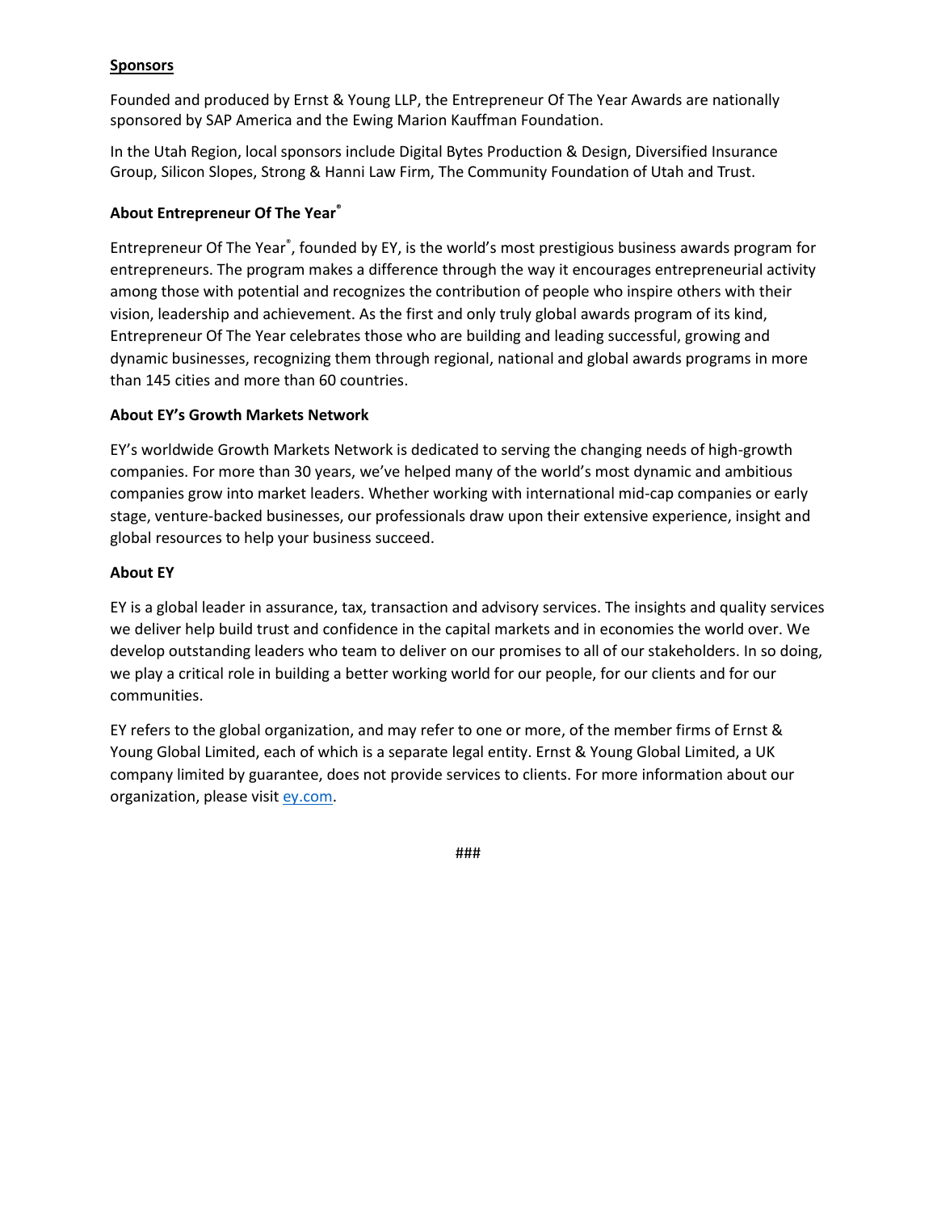**Sponsors**

Founded and produced by Ernst & Young LLP, the Entrepreneur Of The Year Awards are nationally sponsored by SAP America and the Ewing Marion Kauffman Foundation.

In the Utah Region, local sponsors include Digital Bytes Production & Design, Diversified Insurance Group, Silicon Slopes, Strong & Hanni Law Firm, The Community Foundation of Utah and Trust.

**About Entrepreneur Of The Year®**

Entrepreneur Of The Year®, founded by EY, is the world's most prestigious business awards program for entrepreneurs. The program makes a difference through the way it encourages entrepreneurial activity among those with potential and recognizes the contribution of people who inspire others with their vision, leadership and achievement. As the first and only truly global awards program of its kind, Entrepreneur Of The Year celebrates those who are building and leading successful, growing and dynamic businesses, recognizing them through regional, national and global awards programs in more than 145 cities and more than 60 countries.

**About EY's Growth Markets Network**

EY's worldwide Growth Markets Network is dedicated to serving the changing needs of high-growth companies. For more than 30 years, we've helped many of the world's most dynamic and ambitious companies grow into market leaders. Whether working with international mid-cap companies or early stage, venture-backed businesses, our professionals draw upon their extensive experience, insight and global resources to help your business succeed.

**About EY**

EY is a global leader in assurance, tax, transaction and advisory services. The insights and quality services we deliver help build trust and confidence in the capital markets and in economies the world over. We develop outstanding leaders who team to deliver on our promises to all of our stakeholders. In so doing, we play a critical role in building a better working world for our people, for our clients and for our communities.

EY refers to the global organization, and may refer to one or more, of the member firms of Ernst & Young Global Limited, each of which is a separate legal entity. Ernst & Young Global Limited, a UK company limited by guarantee, does not provide services to clients. For more information about our organization, please visit ey.com.

###